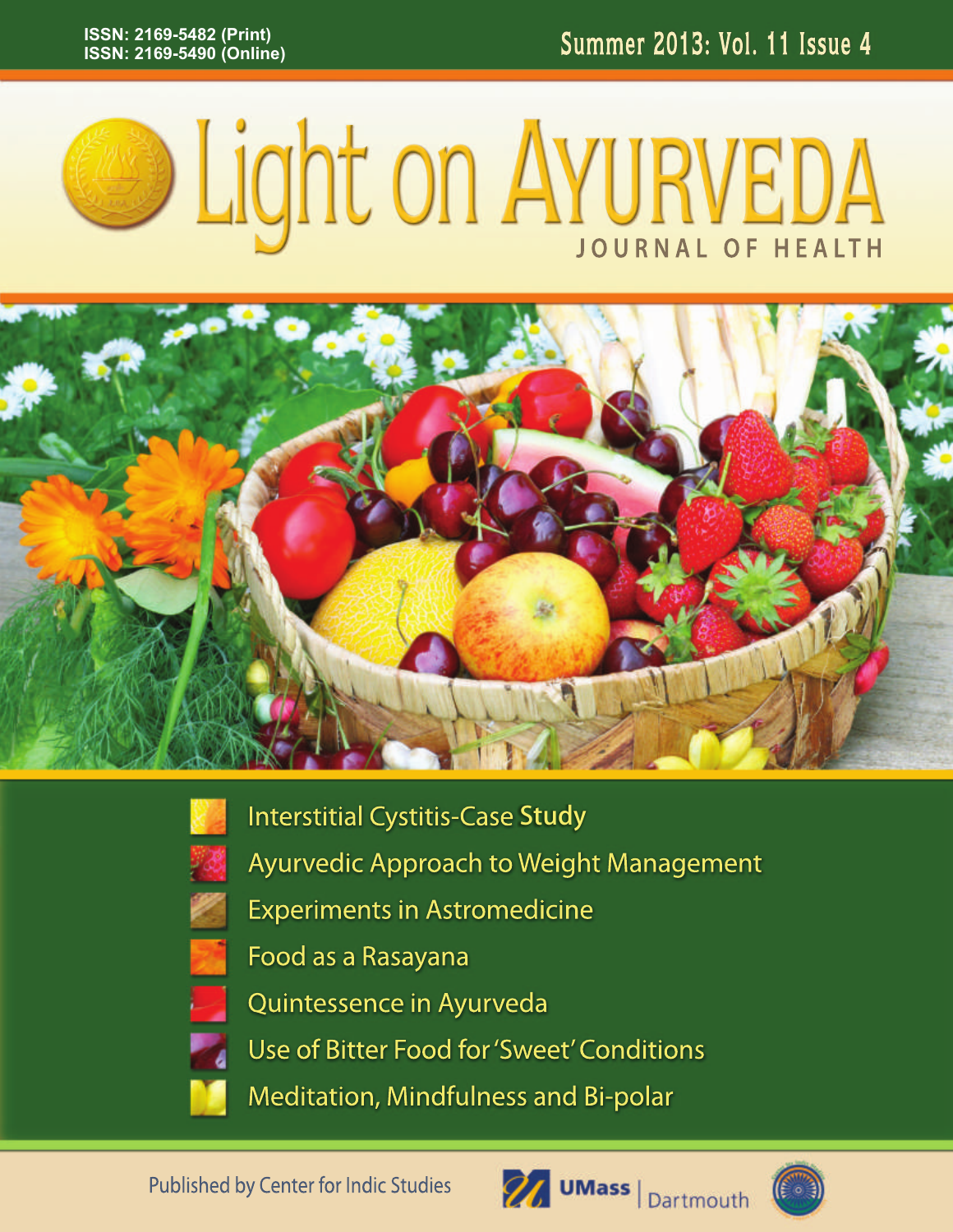ISSN: 2169-5482 (Print)
ISSN: 2169-5490 (Online)

Summer 2013: Vol. 11 Issue 4

# Light on AYURVEDA

## JOURNAL OF HEALTH

- Interstitial Cystitis-Case Study
- Ayurvedic Approach to Weight Management
- Experiments in Astromedicine
- Food as a Rasayana
- Quintessence in Ayurveda
- Use of Bitter Food for 'Sweet' Conditions
- Meditation, Mindfulness and Bi-polar

Published by Center for Indic Studies

UMass | Dartmouth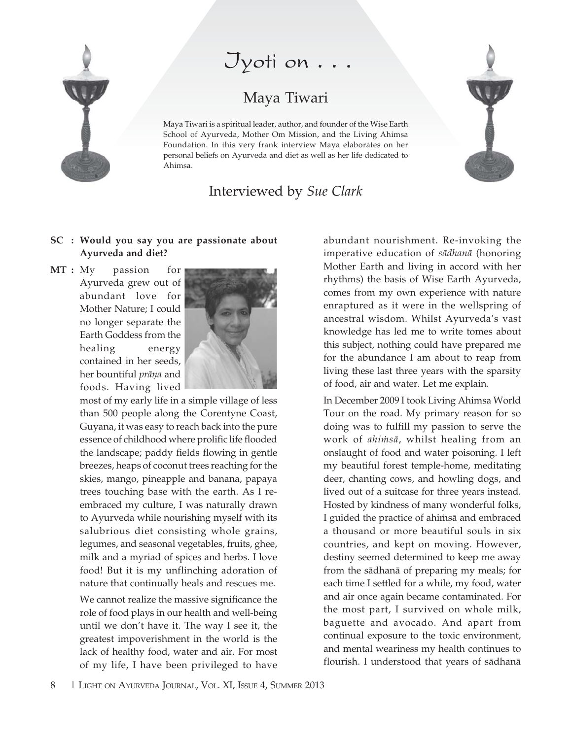# Jyoti on . . .

## Maya Tiwari

Maya Tiwari is a spiritual leader, author, and founder of the Wise Earth School of Ayurveda, Mother Om Mission, and the Living Ahimsa Foundation. In this very frank interview Maya elaborates on her personal beliefs on Ayurveda and diet as well as her life dedicated to Ahimsa.

## Interviewed by *Sue Clark*

**SC : Would you say you are passionate about Ayurveda and diet?**

**MT :** My passion for Ayurveda grew out of abundant love for Mother Nature; I could no longer separate the Earth Goddess from the healing energy contained in her seeds, her bountiful *prāṇa* and foods. Having lived most of my early life in a simple village of less than 500 people along the Corentyne Coast, Guyana, it was easy to reach back into the pure essence of childhood where prolific life flooded the landscape; paddy fields flowing in gentle breezes, heaps of coconut trees reaching for the skies, mango, pineapple and banana, papaya trees touching base with the earth. As I re-embraced my culture, I was naturally drawn to Ayurveda while nourishing myself with its salubrious diet consisting whole grains, legumes, and seasonal vegetables, fruits, ghee, milk and a myriad of spices and herbs. I love food! But it is my unflinching adoration of nature that continually heals and rescues me.

We cannot realize the massive significance the role of food plays in our health and well-being until we don't have it. The way I see it, the greatest impoverishment in the world is the lack of healthy food, water and air. For most of my life, I have been privileged to have abundant nourishment. Re-invoking the imperative education of *sādhanā* (honoring Mother Earth and living in accord with her rhythms) the basis of Wise Earth Ayurveda, comes from my own experience with nature enraptured as it were in the wellspring of ancestral wisdom. Whilst Ayurveda's vast knowledge has led me to write tomes about this subject, nothing could have prepared me for the abundance I am about to reap from living these last three years with the sparsity of food, air and water. Let me explain.

In December 2009 I took Living Ahimsa World Tour on the road. My primary reason for so doing was to fulfill my passion to serve the work of *ahiṁsā*, whilst healing from an onslaught of food and water poisoning. I left my beautiful forest temple-home, meditating deer, chanting cows, and howling dogs, and lived out of a suitcase for three years instead. Hosted by kindness of many wonderful folks, I guided the practice of ahiṁsā and embraced a thousand or more beautiful souls in six countries, and kept on moving. However, destiny seemed determined to keep me away from the sādhanā of preparing my meals; for each time I settled for a while, my food, water and air once again became contaminated. For the most part, I survived on whole milk, baguette and avocado. And apart from continual exposure to the toxic environment, and mental weariness my health continues to flourish. I understood that years of sādhanā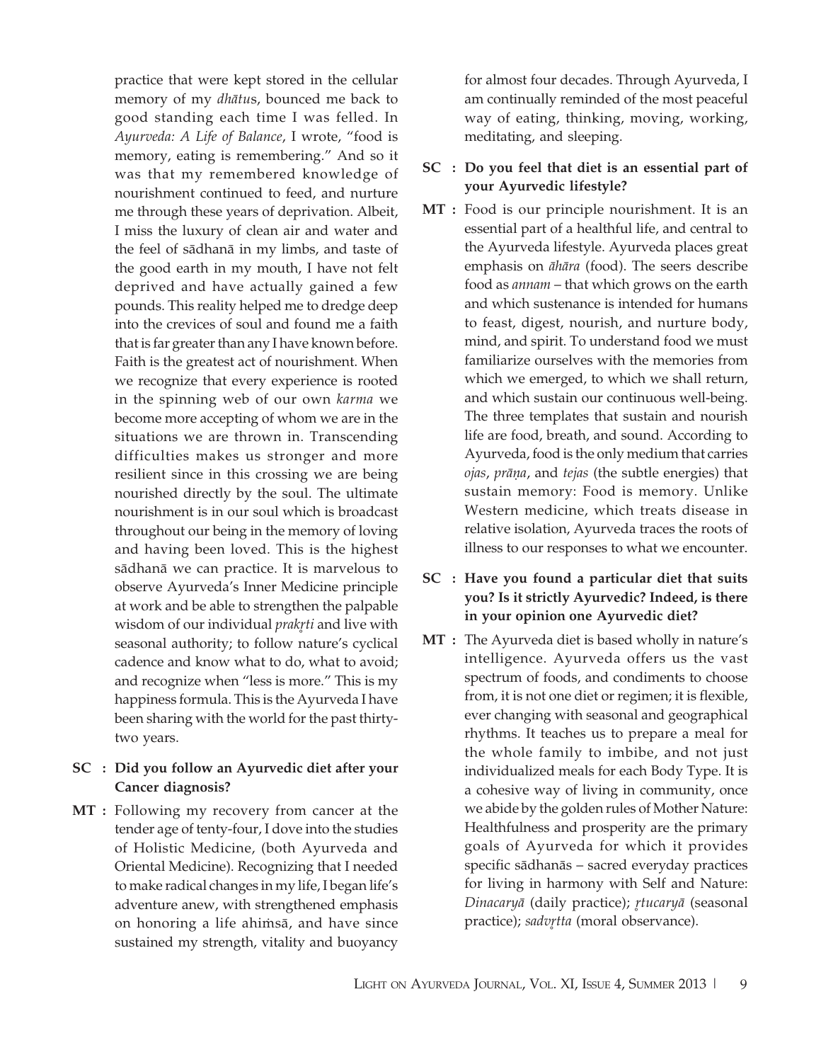practice that were kept stored in the cellular memory of my *dhātu*s, bounced me back to good standing each time I was felled. In *Ayurveda: A Life of Balance*, I wrote, "food is memory, eating is remembering." And so it was that my remembered knowledge of nourishment continued to feed, and nurture me through these years of deprivation. Albeit, I miss the luxury of clean air and water and the feel of sādhanā in my limbs, and taste of the good earth in my mouth, I have not felt deprived and have actually gained a few pounds. This reality helped me to dredge deep into the crevices of soul and found me a faith that is far greater than any I have known before. Faith is the greatest act of nourishment. When we recognize that every experience is rooted in the spinning web of our own *karma* we become more accepting of whom we are in the situations we are thrown in. Transcending difficulties makes us stronger and more resilient since in this crossing we are being nourished directly by the soul. The ultimate nourishment is in our soul which is broadcast throughout our being in the memory of loving and having been loved. This is the highest sādhanā we can practice. It is marvelous to observe Ayurveda's Inner Medicine principle at work and be able to strengthen the palpable wisdom of our individual *prakṛti* and live with seasonal authority; to follow nature's cyclical cadence and know what to do, what to avoid; and recognize when "less is more." This is my happiness formula. This is the Ayurveda I have been sharing with the world for the past thirty-two years.

**SC : Did you follow an Ayurvedic diet after your Cancer diagnosis?**

**MT :** Following my recovery from cancer at the tender age of tenty-four, I dove into the studies of Holistic Medicine, (both Ayurveda and Oriental Medicine). Recognizing that I needed to make radical changes in my life, I began life's adventure anew, with strengthened emphasis on honoring a life ahiṁsā, and have since sustained my strength, vitality and buoyancy for almost four decades. Through Ayurveda, I am continually reminded of the most peaceful way of eating, thinking, moving, working, meditating, and sleeping.

**SC : Do you feel that diet is an essential part of your Ayurvedic lifestyle?**

**MT :** Food is our principle nourishment. It is an essential part of a healthful life, and central to the Ayurveda lifestyle. Ayurveda places great emphasis on *āhāra* (food). The seers describe food as *annam* – that which grows on the earth and which sustenance is intended for humans to feast, digest, nourish, and nurture body, mind, and spirit. To understand food we must familiarize ourselves with the memories from which we emerged, to which we shall return, and which sustain our continuous well-being. The three templates that sustain and nourish life are food, breath, and sound. According to Ayurveda, food is the only medium that carries *ojas*, *prāṇa*, and *tejas* (the subtle energies) that sustain memory: Food is memory. Unlike Western medicine, which treats disease in relative isolation, Ayurveda traces the roots of illness to our responses to what we encounter.

**SC : Have you found a particular diet that suits you? Is it strictly Ayurvedic? Indeed, is there in your opinion one Ayurvedic diet?**

**MT :** The Ayurveda diet is based wholly in nature's intelligence. Ayurveda offers us the vast spectrum of foods, and condiments to choose from, it is not one diet or regimen; it is flexible, ever changing with seasonal and geographical rhythms. It teaches us to prepare a meal for the whole family to imbibe, and not just individualized meals for each Body Type. It is a cohesive way of living in community, once we abide by the golden rules of Mother Nature: Healthfulness and prosperity are the primary goals of Ayurveda for which it provides specific sādhanās – sacred everyday practices for living in harmony with Self and Nature: *Dinacaryā* (daily practice); *ṛtucaryā* (seasonal practice); *sadvṛtta* (moral observance).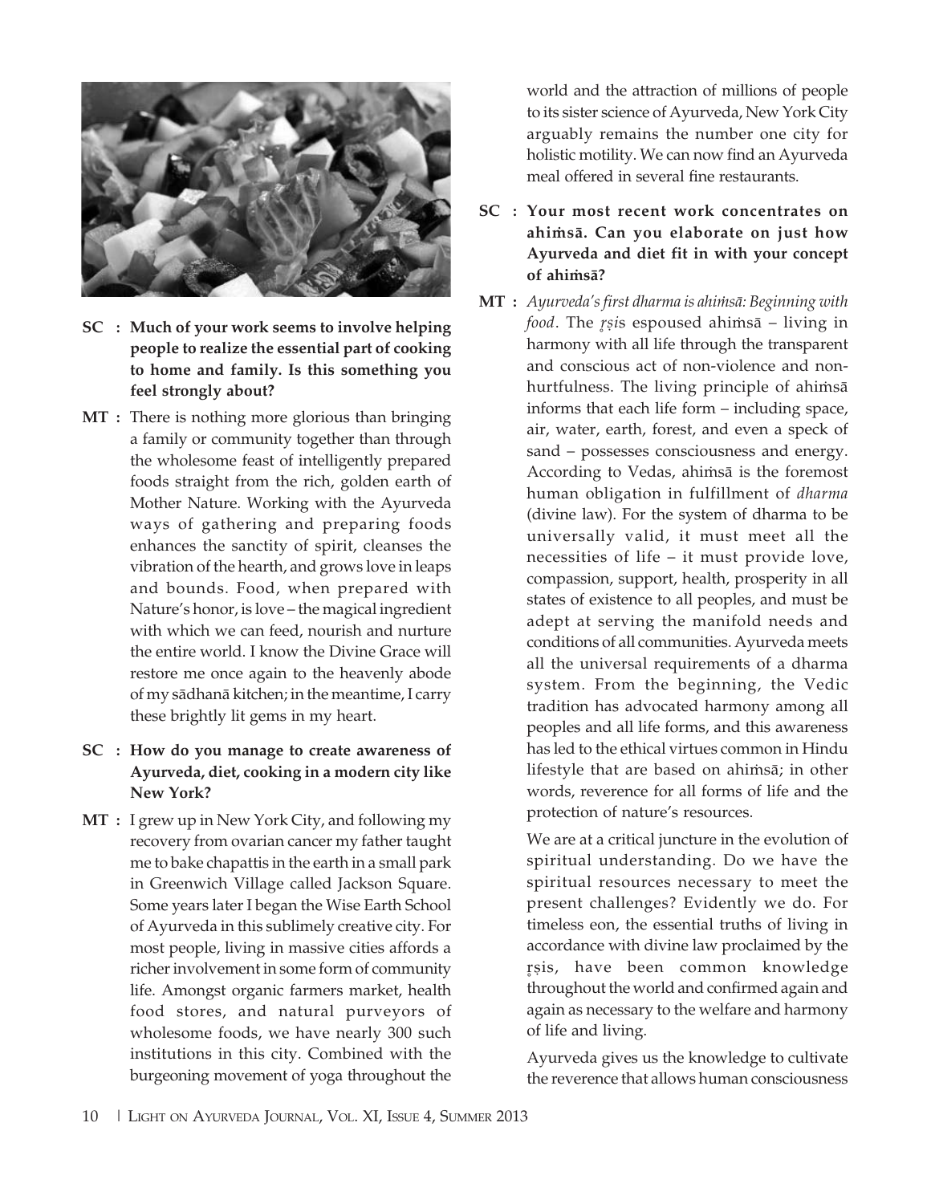**SC : Much of your work seems to involve helping people to realize the essential part of cooking to home and family. Is this something you feel strongly about?**

**MT :** There is nothing more glorious than bringing a family or community together than through the wholesome feast of intelligently prepared foods straight from the rich, golden earth of Mother Nature. Working with the Ayurveda ways of gathering and preparing foods enhances the sanctity of spirit, cleanses the vibration of the hearth, and grows love in leaps and bounds. Food, when prepared with Nature's honor, is love – the magical ingredient with which we can feed, nourish and nurture the entire world. I know the Divine Grace will restore me once again to the heavenly abode of my sādhanā kitchen; in the meantime, I carry these brightly lit gems in my heart.

**SC : How do you manage to create awareness of Ayurveda, diet, cooking in a modern city like New York?**

**MT :** I grew up in New York City, and following my recovery from ovarian cancer my father taught me to bake chapattis in the earth in a small park in Greenwich Village called Jackson Square. Some years later I began the Wise Earth School of Ayurveda in this sublimely creative city. For most people, living in massive cities affords a richer involvement in some form of community life. Amongst organic farmers market, health food stores, and natural purveyors of wholesome foods, we have nearly 300 such institutions in this city. Combined with the burgeoning movement of yoga throughout the world and the attraction of millions of people to its sister science of Ayurveda, New York City arguably remains the number one city for holistic motility. We can now find an Ayurveda meal offered in several fine restaurants.

**SC : Your most recent work concentrates on ahiṁsā. Can you elaborate on just how Ayurveda and diet fit in with your concept of ahiṁsā?**

**MT :** *Ayurveda's first dharma is ahiṁsā: Beginning with food*. The *ṛṣi*s espoused ahiṁsā – living in harmony with all life through the transparent and conscious act of non-violence and non-hurtfulness. The living principle of ahiṁsā informs that each life form – including space, air, water, earth, forest, and even a speck of sand – possesses consciousness and energy. According to Vedas, ahiṁsā is the foremost human obligation in fulfillment of *dharma* (divine law). For the system of dharma to be universally valid, it must meet all the necessities of life – it must provide love, compassion, support, health, prosperity in all states of existence to all peoples, and must be adept at serving the manifold needs and conditions of all communities. Ayurveda meets all the universal requirements of a dharma system. From the beginning, the Vedic tradition has advocated harmony among all peoples and all life forms, and this awareness has led to the ethical virtues common in Hindu lifestyle that are based on ahiṁsā; in other words, reverence for all forms of life and the protection of nature's resources.

We are at a critical juncture in the evolution of spiritual understanding. Do we have the spiritual resources necessary to meet the present challenges? Evidently we do. For timeless eon, the essential truths of living in accordance with divine law proclaimed by the ṛṣis, have been common knowledge throughout the world and confirmed again and again as necessary to the welfare and harmony of life and living.

Ayurveda gives us the knowledge to cultivate the reverence that allows human consciousness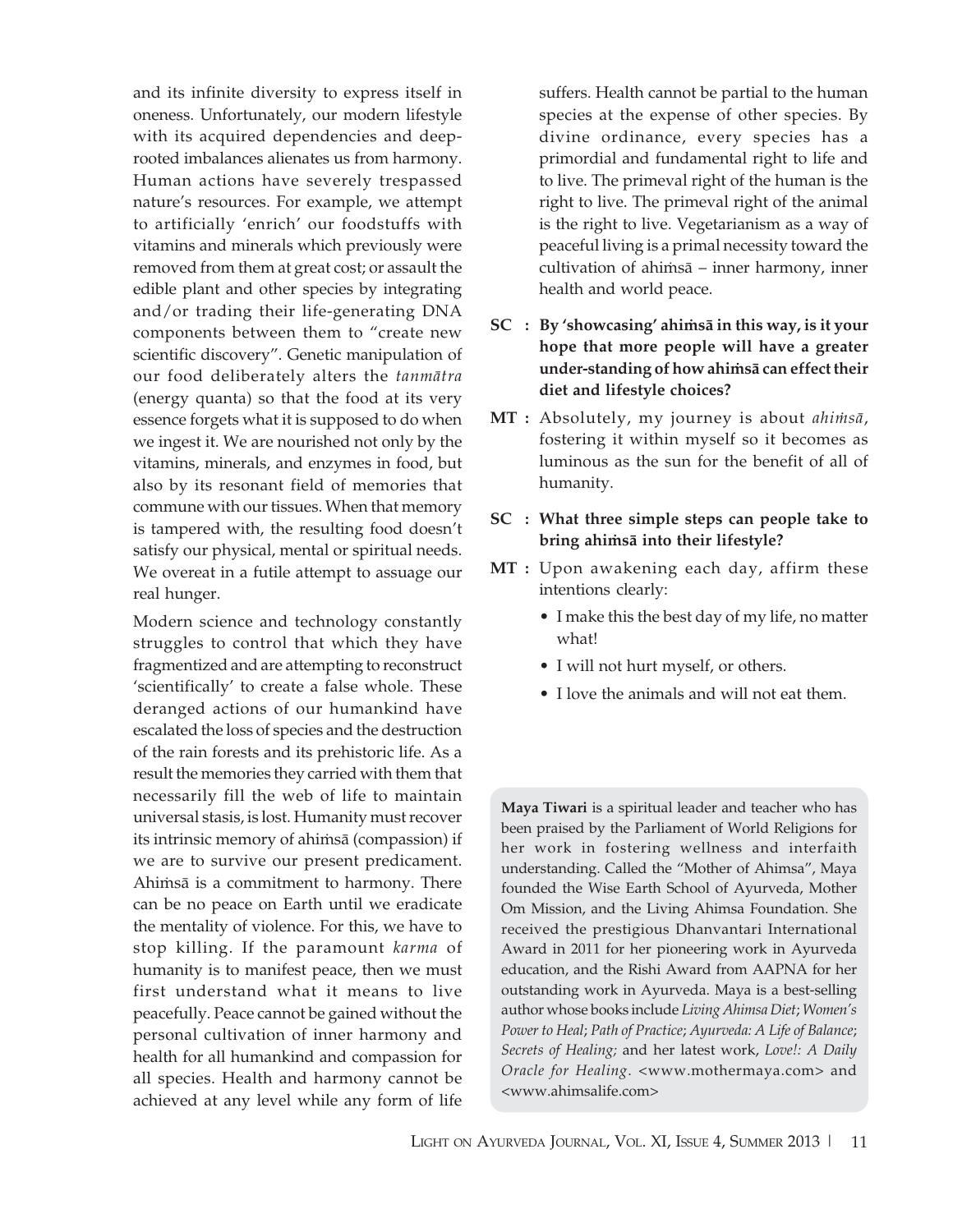and its infinite diversity to express itself in oneness. Unfortunately, our modern lifestyle with its acquired dependencies and deep-rooted imbalances alienates us from harmony. Human actions have severely trespassed nature's resources. For example, we attempt to artificially 'enrich' our foodstuffs with vitamins and minerals which previously were removed from them at great cost; or assault the edible plant and other species by integrating and/or trading their life-generating DNA components between them to "create new scientific discovery". Genetic manipulation of our food deliberately alters the *tanmātra* (energy quanta) so that the food at its very essence forgets what it is supposed to do when we ingest it. We are nourished not only by the vitamins, minerals, and enzymes in food, but also by its resonant field of memories that commune with our tissues. When that memory is tampered with, the resulting food doesn't satisfy our physical, mental or spiritual needs. We overeat in a futile attempt to assuage our real hunger.

Modern science and technology constantly struggles to control that which they have fragmentized and are attempting to reconstruct 'scientifically' to create a false whole. These deranged actions of our humankind have escalated the loss of species and the destruction of the rain forests and its prehistoric life. As a result the memories they carried with them that necessarily fill the web of life to maintain universal stasis, is lost. Humanity must recover its intrinsic memory of ahiṁsā (compassion) if we are to survive our present predicament. Ahiṁsā is a commitment to harmony. There can be no peace on Earth until we eradicate the mentality of violence. For this, we have to stop killing. If the paramount *karma* of humanity is to manifest peace, then we must first understand what it means to live peacefully. Peace cannot be gained without the personal cultivation of inner harmony and health for all humankind and compassion for all species. Health and harmony cannot be achieved at any level while any form of life suffers. Health cannot be partial to the human species at the expense of other species. By divine ordinance, every species has a primordial and fundamental right to life and to live. The primeval right of the human is the right to live. The primeval right of the animal is the right to live. Vegetarianism as a way of peaceful living is a primal necessity toward the cultivation of ahiṁsā – inner harmony, inner health and world peace.

**SC : By 'showcasing' ahiṁsā in this way, is it your hope that more people will have a greater under-standing of how ahiṁsā can effect their diet and lifestyle choices?**

**MT :** Absolutely, my journey is about *ahiṁsā*, fostering it within myself so it becomes as luminous as the sun for the benefit of all of humanity.

**SC : What three simple steps can people take to bring ahiṁsā into their lifestyle?**

**MT :** Upon awakening each day, affirm these intentions clearly:

- I make this the best day of my life, no matter what!
- I will not hurt myself, or others.
- I love the animals and will not eat them.

**Maya Tiwari** is a spiritual leader and teacher who has been praised by the Parliament of World Religions for her work in fostering wellness and interfaith understanding. Called the "Mother of Ahimsa", Maya founded the Wise Earth School of Ayurveda, Mother Om Mission, and the Living Ahimsa Foundation. She received the prestigious Dhanvantari International Award in 2011 for her pioneering work in Ayurveda education, and the Rishi Award from AAPNA for her outstanding work in Ayurveda. Maya is a best-selling author whose books include *Living Ahimsa Diet*; *Women's Power to Heal*; *Path of Practice*; *Ayurveda: A Life of Balance*; *Secrets of Healing;* and her latest work, *Love!: A Daily Oracle for Healing*. <www.mothermaya.com> and <www.ahimsalife.com>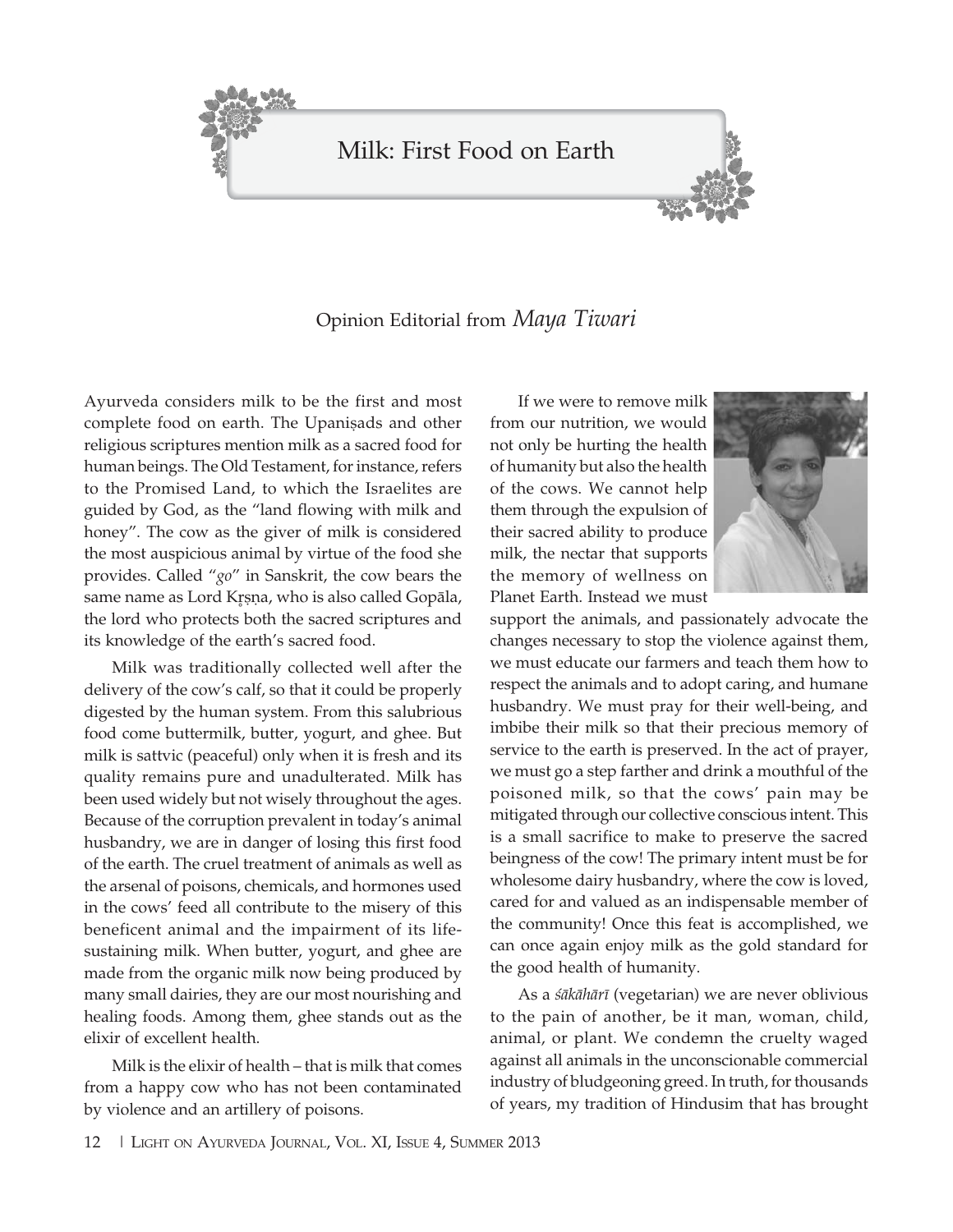# Milk: First Food on Earth

Opinion Editorial from *Maya Tiwari*

Ayurveda considers milk to be the first and most complete food on earth. The Upaniṣads and other religious scriptures mention milk as a sacred food for human beings. The Old Testament, for instance, refers to the Promised Land, to which the Israelites are guided by God, as the "land flowing with milk and honey". The cow as the giver of milk is considered the most auspicious animal by virtue of the food she provides. Called "*go*" in Sanskrit, the cow bears the same name as Lord Kṛṣṇa, who is also called Gopāla, the lord who protects both the sacred scriptures and its knowledge of the earth's sacred food.

Milk was traditionally collected well after the delivery of the cow's calf, so that it could be properly digested by the human system. From this salubrious food come buttermilk, butter, yogurt, and ghee. But milk is sattvic (peaceful) only when it is fresh and its quality remains pure and unadulterated. Milk has been used widely but not wisely throughout the ages. Because of the corruption prevalent in today's animal husbandry, we are in danger of losing this first food of the earth. The cruel treatment of animals as well as the arsenal of poisons, chemicals, and hormones used in the cows' feed all contribute to the misery of this beneficent animal and the impairment of its life-sustaining milk. When butter, yogurt, and ghee are made from the organic milk now being produced by many small dairies, they are our most nourishing and healing foods. Among them, ghee stands out as the elixir of excellent health.

Milk is the elixir of health – that is milk that comes from a happy cow who has not been contaminated by violence and an artillery of poisons.

If we were to remove milk from our nutrition, we would not only be hurting the health of humanity but also the health of the cows. We cannot help them through the expulsion of their sacred ability to produce milk, the nectar that supports the memory of wellness on Planet Earth. Instead we must support the animals, and passionately advocate the changes necessary to stop the violence against them, we must educate our farmers and teach them how to respect the animals and to adopt caring, and humane husbandry. We must pray for their well-being, and imbibe their milk so that their precious memory of service to the earth is preserved. In the act of prayer, we must go a step farther and drink a mouthful of the poisoned milk, so that the cows' pain may be mitigated through our collective conscious intent. This is a small sacrifice to make to preserve the sacred beingness of the cow! The primary intent must be for wholesome dairy husbandry, where the cow is loved, cared for and valued as an indispensable member of the community! Once this feat is accomplished, we can once again enjoy milk as the gold standard for the good health of humanity.

As a *śākāhārī* (vegetarian) we are never oblivious to the pain of another, be it man, woman, child, animal, or plant. We condemn the cruelty waged against all animals in the unconscionable commercial industry of bludgeoning greed. In truth, for thousands of years, my tradition of Hindusim that has brought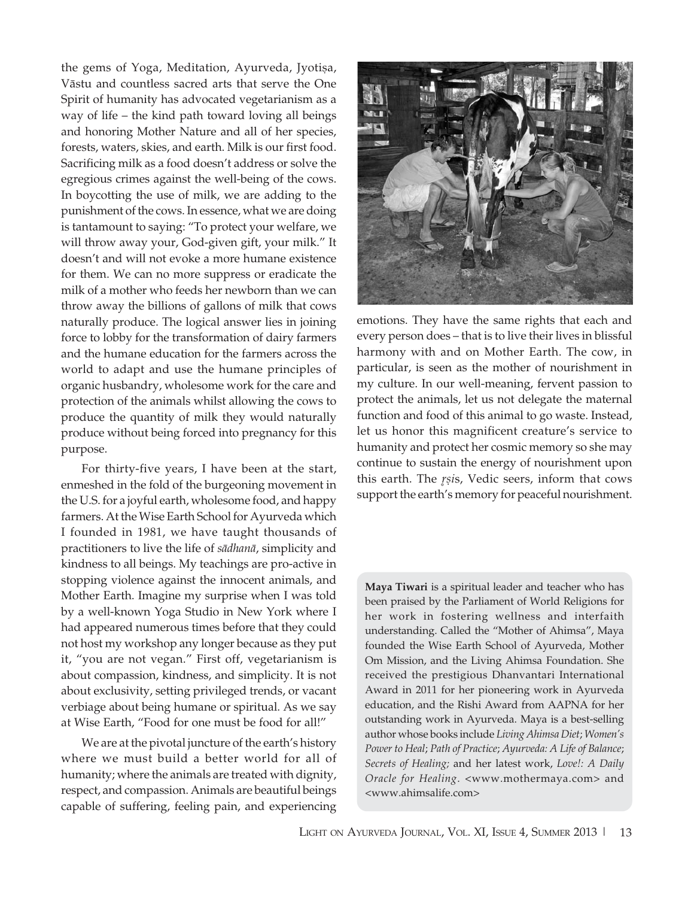the gems of Yoga, Meditation, Ayurveda, Jyotiṣa, Vāstu and countless sacred arts that serve the One Spirit of humanity has advocated vegetarianism as a way of life – the kind path toward loving all beings and honoring Mother Nature and all of her species, forests, waters, skies, and earth. Milk is our first food. Sacrificing milk as a food doesn't address or solve the egregious crimes against the well-being of the cows. In boycotting the use of milk, we are adding to the punishment of the cows. In essence, what we are doing is tantamount to saying: "To protect your welfare, we will throw away your, God-given gift, your milk." It doesn't and will not evoke a more humane existence for them. We can no more suppress or eradicate the milk of a mother who feeds her newborn than we can throw away the billions of gallons of milk that cows naturally produce. The logical answer lies in joining force to lobby for the transformation of dairy farmers and the humane education for the farmers across the world to adapt and use the humane principles of organic husbandry, wholesome work for the care and protection of the animals whilst allowing the cows to produce the quantity of milk they would naturally produce without being forced into pregnancy for this purpose.

For thirty-five years, I have been at the start, enmeshed in the fold of the burgeoning movement in the U.S. for a joyful earth, wholesome food, and happy farmers. At the Wise Earth School for Ayurveda which I founded in 1981, we have taught thousands of practitioners to live the life of *sādhanā*, simplicity and kindness to all beings. My teachings are pro-active in stopping violence against the innocent animals, and Mother Earth. Imagine my surprise when I was told by a well-known Yoga Studio in New York where I had appeared numerous times before that they could not host my workshop any longer because as they put it, "you are not vegan." First off, vegetarianism is about compassion, kindness, and simplicity. It is not about exclusivity, setting privileged trends, or vacant verbiage about being humane or spiritual. As we say at Wise Earth, "Food for one must be food for all!"

We are at the pivotal juncture of the earth's history where we must build a better world for all of humanity; where the animals are treated with dignity, respect, and compassion. Animals are beautiful beings capable of suffering, feeling pain, and experiencing emotions. They have the same rights that each and every person does – that is to live their lives in blissful harmony with and on Mother Earth. The cow, in particular, is seen as the mother of nourishment in my culture. In our well-meaning, fervent passion to protect the animals, let us not delegate the maternal function and food of this animal to go waste. Instead, let us honor this magnificent creature's service to humanity and protect her cosmic memory so she may continue to sustain the energy of nourishment upon this earth. The *ṛṣi*s, Vedic seers, inform that cows support the earth's memory for peaceful nourishment.

**Maya Tiwari** is a spiritual leader and teacher who has been praised by the Parliament of World Religions for her work in fostering wellness and interfaith understanding. Called the "Mother of Ahimsa", Maya founded the Wise Earth School of Ayurveda, Mother Om Mission, and the Living Ahimsa Foundation. She received the prestigious Dhanvantari International Award in 2011 for her pioneering work in Ayurveda education, and the Rishi Award from AAPNA for her outstanding work in Ayurveda. Maya is a best-selling author whose books include *Living Ahimsa Diet*; *Women's Power to Heal*; *Path of Practice*; *Ayurveda: A Life of Balance*; *Secrets of Healing;* and her latest work, *Love!: A Daily Oracle for Healing*. <www.mothermaya.com> and <www.ahimsalife.com>